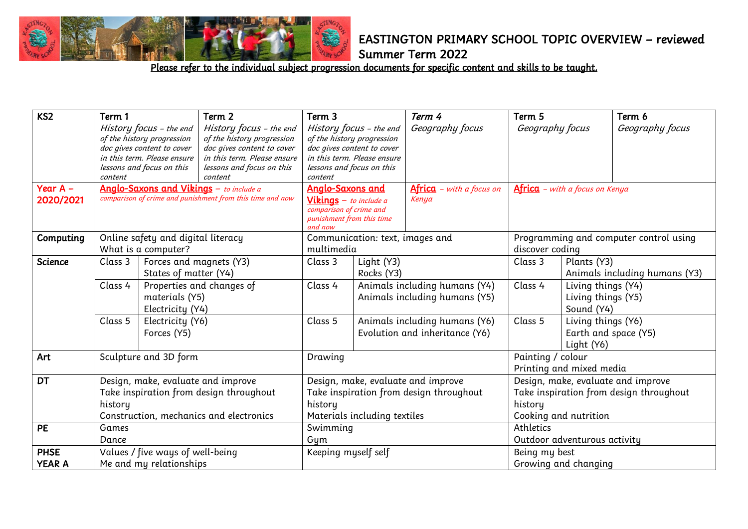# EASTINGTON PRIMARY SCHOOL TOPIC OVERVIEW – reviewed Summer Term 2022

**Please refer to the individual subject progression documents for specific content and skills to be taught.**

| KS2 | Term 1 | | Term 2 | Term 3 | | Term 4 | Term 5 | | Term 6 |
|---|---|---|---|---|---|---|---|---|---|
| | *History focus – the end of the history progression doc gives content to cover in this term. Please ensure lessons and focus on this content* | | *History focus – the end of the history progression doc gives content to cover in this term. Please ensure lessons and focus on this content* | *History focus – the end of the history progression doc gives content to cover in this term. Please ensure lessons and focus on this content* | | *Geography focus* | *Geography focus* | | *Geography focus* |
| **Year A – 2020/2021** | **Anglo-Saxons and Vikings** – *to include a comparison of crime and punishment from this time and now* | | | **Anglo-Saxons and Vikings** – *to include a comparison of crime and punishment from this time and now* | | **Africa** – *with a focus on Kenya* | **Africa** – *with a focus on Kenya* | | |
| **Computing** | Online safety and digital literacy<br>What is a computer? | | | Communication: text, images and multimedia | | | Programming and computer control using discover coding | | |
| **Science** | Class 3 | Forces and magnets (Y3)<br>States of matter (Y4) | | Class 3 | Light (Y3)<br>Rocks (Y3) | | Class 3 | Plants (Y3)<br>Animals including humans (Y3) | |
| | Class 4 | Properties and changes of materials (Y5)<br>Electricity (Y4) | | Class 4 | Animals including humans (Y4)<br>Animals including humans (Y5) | | Class 4 | Living things (Y4)<br>Living things (Y5)<br>Sound (Y4) | |
| | Class 5 | Electricity (Y6)<br>Forces (Y5) | | Class 5 | Animals including humans (Y6)<br>Evolution and inheritance (Y6) | | Class 5 | Living things (Y6)<br>Earth and space (Y5)<br>Light (Y6) | |
| **Art** | Sculpture and 3D form | | | Drawing | | | Painting / colour<br>Printing and mixed media | | |
| **DT** | Design, make, evaluate and improve<br>Take inspiration from design throughout history<br>Construction, mechanics and electronics | | | Design, make, evaluate and improve<br>Take inspiration from design throughout history<br>Materials including textiles | | | Design, make, evaluate and improve<br>Take inspiration from design throughout history<br>Cooking and nutrition | | |
| **PE** | Games<br>Dance | | | Swimming<br>Gym | | | Athletics<br>Outdoor adventurous activity | | |
| **PHSE YEAR A** | Values / five ways of well-being<br>Me and my relationships | | | Keeping myself self | | | Being my best<br>Growing and changing | | |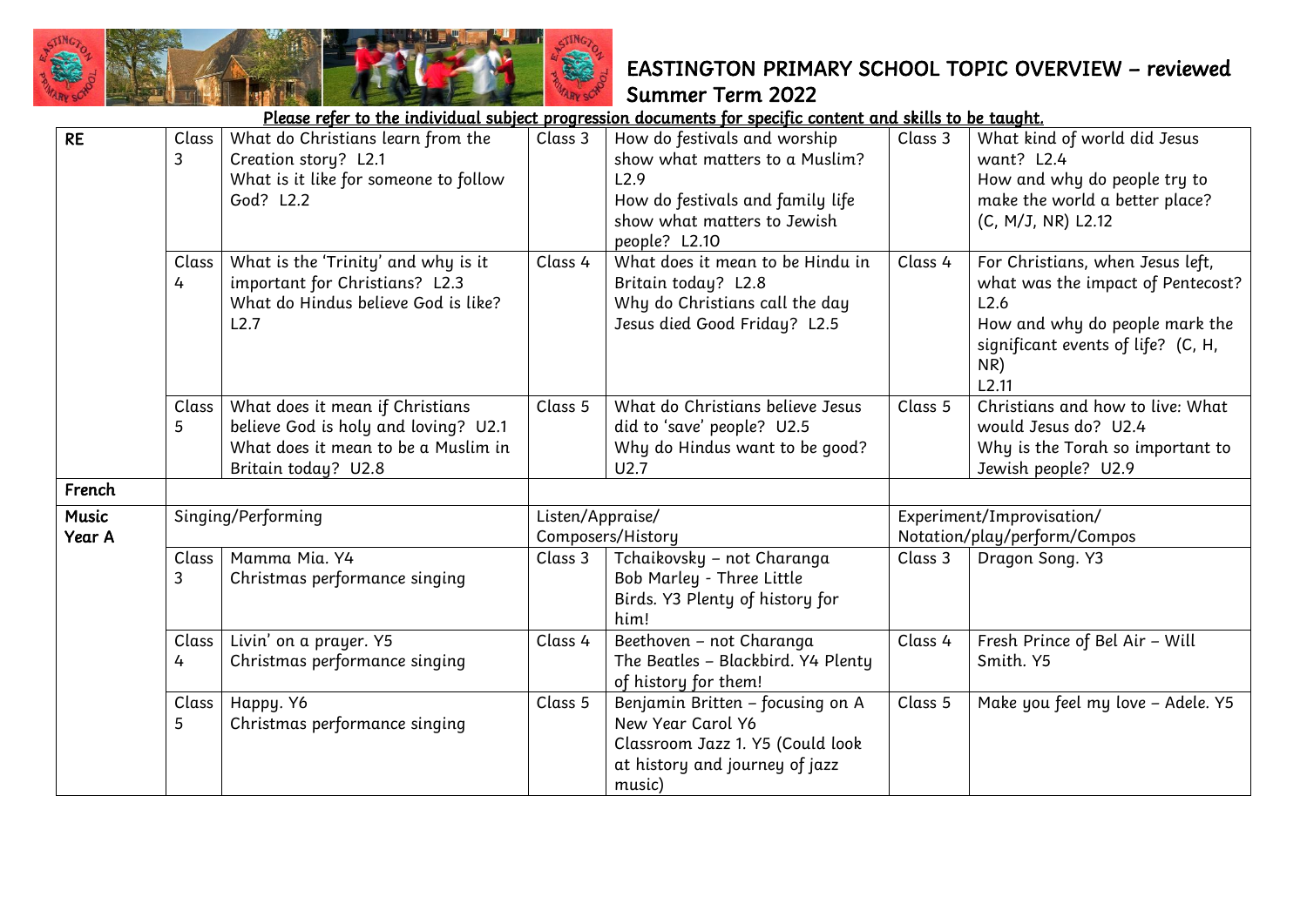# EASTINGTON PRIMARY SCHOOL TOPIC OVERVIEW – reviewed Summer Term 2022

Please refer to the individual subject progression documents for specific content and skills to be taught.

| | | | | | | |
|---|---|---|---|---|---|---|
| **RE** | Class 3 | What do Christians learn from the Creation story? L2.1<br>What is it like for someone to follow God? L2.2 | Class 3 | How do festivals and worship show what matters to a Muslim? L2.9<br>How do festivals and family life show what matters to Jewish people? L2.10 | Class 3 | What kind of world did Jesus want? L2.4<br>How and why do people try to make the world a better place? (C, M/J, NR) L2.12 |
| | Class 4 | What is the 'Trinity' and why is it important for Christians? L2.3<br>What do Hindus believe God is like? L2.7 | Class 4 | What does it mean to be Hindu in Britain today? L2.8<br>Why do Christians call the day Jesus died Good Friday? L2.5 | Class 4 | For Christians, when Jesus left, what was the impact of Pentecost? L2.6<br>How and why do people mark the significant events of life? (C, H, NR)<br>L2.11 |
| | Class 5 | What does it mean if Christians believe God is holy and loving? U2.1<br>What does it mean to be a Muslim in Britain today? U2.8 | Class 5 | What do Christians believe Jesus did to 'save' people? U2.5<br>Why do Hindus want to be good? U2.7 | Class 5 | Christians and how to live: What would Jesus do? U2.4<br>Why is the Torah so important to Jewish people? U2.9 |
| **French** | | | | | | |
| **Music Year A** | Singing/Performing | | Listen/Appraise/ Composers/History | | Experiment/Improvisation/ Notation/play/perform/Compos | |
| | Class 3 | Mamma Mia. Y4<br>Christmas performance singing | Class 3 | Tchaikovsky – not Charanga<br>Bob Marley - Three Little Birds. Y3 Plenty of history for him! | Class 3 | Dragon Song. Y3 |
| | Class 4 | Livin' on a prayer. Y5<br>Christmas performance singing | Class 4 | Beethoven – not Charanga<br>The Beatles – Blackbird. Y4 Plenty of history for them! | Class 4 | Fresh Prince of Bel Air – Will Smith. Y5 |
| | Class 5 | Happy. Y6<br>Christmas performance singing | Class 5 | Benjamin Britten – focusing on A New Year Carol Y6<br>Classroom Jazz 1. Y5 (Could look at history and journey of jazz music) | Class 5 | Make you feel my love – Adele. Y5 |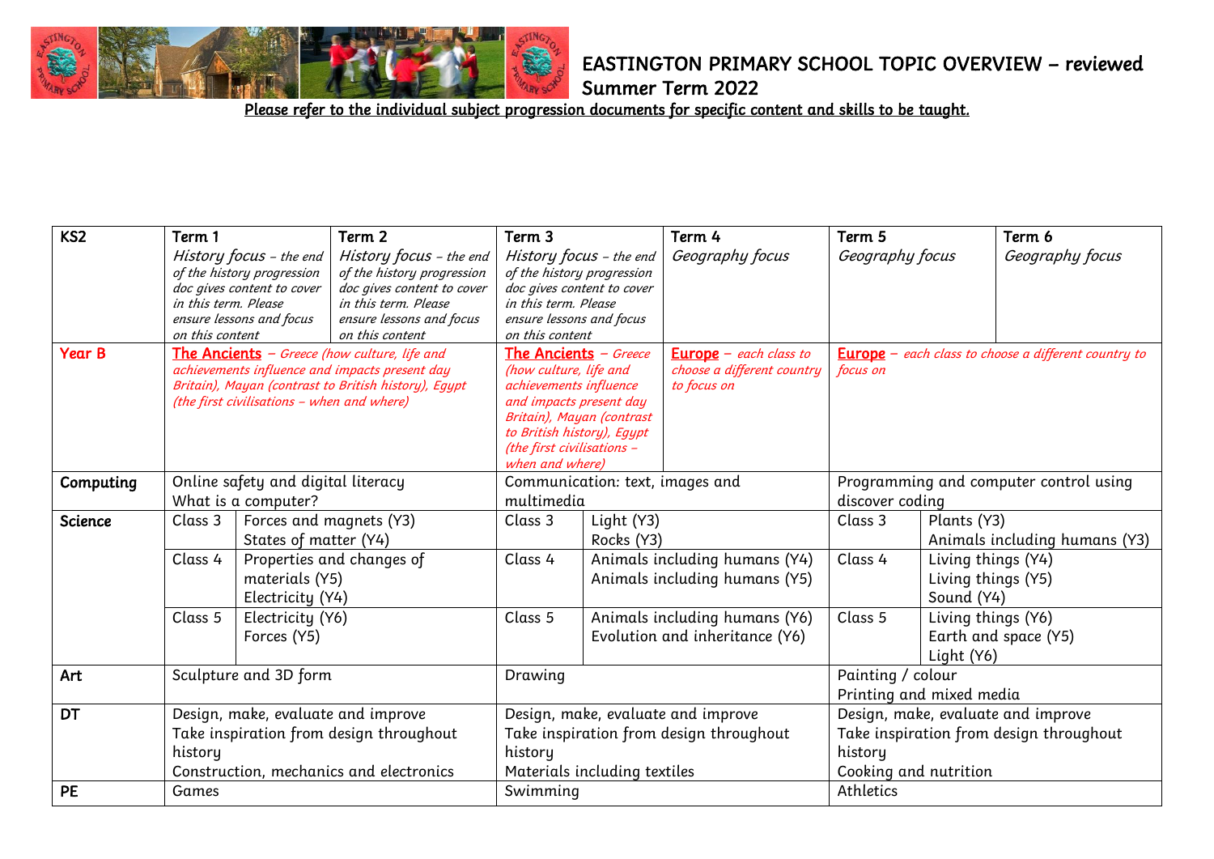# EASTINGTON PRIMARY SCHOOL TOPIC OVERVIEW – reviewed Summer Term 2022

**Please refer to the individual subject progression documents for specific content and skills to be taught.**

| KS2 | Term 1 | | Term 2 | Term 3 | | Term 4 | Term 5 | | Term 6 |
|---|---|---|---|---|---|---|---|---|---|
| | *History focus – the end of the history progression doc gives content to cover in this term. Please ensure lessons and focus on this content* | | *History focus – the end of the history progression doc gives content to cover in this term. Please ensure lessons and focus on this content* | *History focus – the end of the history progression doc gives content to cover in this term. Please ensure lessons and focus on this content* | | *Geography focus* | *Geography focus* | | *Geography focus* |
| **Year B** | **The Ancients** – *Greece (how culture, life and achievements influence and impacts present day Britain), Mayan (contrast to British history), Egypt (the first civilisations – when and where)* | | | **The Ancients** – *Greece (how culture, life and achievements influence and impacts present day Britain), Mayan (contrast to British history), Egypt (the first civilisations – when and where)* | | **Europe** – *each class to choose a different country to focus on* | **Europe** – *each class to choose a different country to focus on* | | |
| **Computing** | Online safety and digital literacy<br>What is a computer? | | | Communication: text, images and multimedia | | | Programming and computer control using discover coding | | |
| **Science** | Class 3 | Forces and magnets (Y3)<br>States of matter (Y4) | | Class 3 | Light (Y3)<br>Rocks (Y3) | | Class 3 | Plants (Y3)<br>Animals including humans (Y3) | |
| | Class 4 | Properties and changes of materials (Y5)<br>Electricity (Y4) | | Class 4 | Animals including humans (Y4)<br>Animals including humans (Y5) | | Class 4 | Living things (Y4)<br>Living things (Y5)<br>Sound (Y4) | |
| | Class 5 | Electricity (Y6)<br>Forces (Y5) | | Class 5 | Animals including humans (Y6)<br>Evolution and inheritance (Y6) | | Class 5 | Living things (Y6)<br>Earth and space (Y5)<br>Light (Y6) | |
| **Art** | Sculpture and 3D form | | | Drawing | | | Painting / colour<br>Printing and mixed media | | |
| **DT** | Design, make, evaluate and improve<br>Take inspiration from design throughout history<br>Construction, mechanics and electronics | | | Design, make, evaluate and improve<br>Take inspiration from design throughout history<br>Materials including textiles | | | Design, make, evaluate and improve<br>Take inspiration from design throughout history<br>Cooking and nutrition | | |
| **PE** | Games | | | Swimming | | | Athletics | | |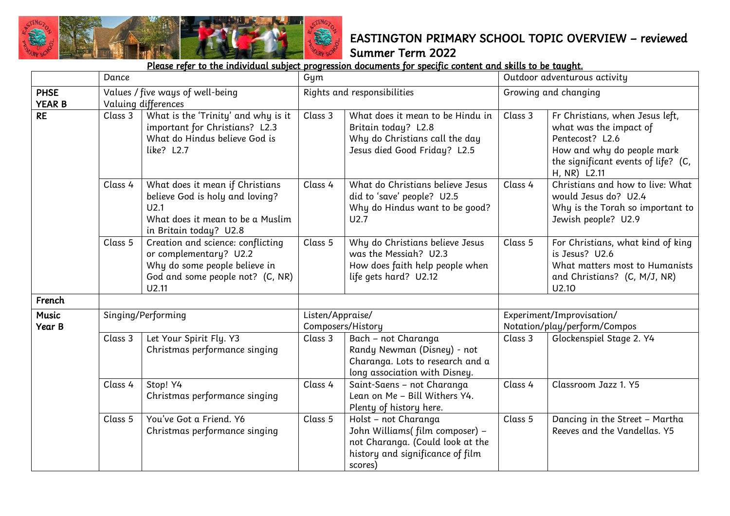# EASTINGTON PRIMARY SCHOOL TOPIC OVERVIEW – reviewed Summer Term 2022

**Please refer to the individual subject progression documents for specific content and skills to be taught.**

| | Dance | | Gym | | Outdoor adventurous activity | |
|---|---|---|---|---|---|---|
| **PHSE YEAR B** | Values / five ways of well-being<br>Valuing differences | | Rights and responsibilities | | Growing and changing | |
| **RE** | Class 3 | What is the 'Trinity' and why is it important for Christians? L2.3<br>What do Hindus believe God is like? L2.7 | Class 3 | What does it mean to be Hindu in Britain today? L2.8<br>Why do Christians call the day Jesus died Good Friday? L2.5 | Class 3 | Fr Christians, when Jesus left, what was the impact of Pentecost? L2.6<br>How and why do people mark the significant events of life? (C, H, NR) L2.11 |
| | Class 4 | What does it mean if Christians believe God is holy and loving? U2.1<br>What does it mean to be a Muslim in Britain today? U2.8 | Class 4 | What do Christians believe Jesus did to 'save' people? U2.5<br>Why do Hindus want to be good? U2.7 | Class 4 | Christians and how to live: What would Jesus do? U2.4<br>Why is the Torah so important to Jewish people? U2.9 |
| | Class 5 | Creation and science: conflicting or complementary? U2.2<br>Why do some people believe in God and some people not? (C, NR) U2.11 | Class 5 | Why do Christians believe Jesus was the Messiah? U2.3<br>How does faith help people when life gets hard? U2.12 | Class 5 | For Christians, what kind of king is Jesus? U2.6<br>What matters most to Humanists and Christians? (C, M/J, NR) U2.10 |
| **French** | | | | | | |
| **Music Year B** | Singing/Performing | | Listen/Appraise/<br>Composers/History | | Experiment/Improvisation/<br>Notation/play/perform/Compos | |
| | Class 3 | Let Your Spirit Fly. Y3<br>Christmas performance singing | Class 3 | Bach – not Charanga<br>Randy Newman (Disney) - not Charanga. Lots to research and a long association with Disney. | Class 3 | Glockenspiel Stage 2. Y4 |
| | Class 4 | Stop! Y4<br>Christmas performance singing | Class 4 | Saint-Saens – not Charanga<br>Lean on Me – Bill Withers Y4.<br>Plenty of history here. | Class 4 | Classroom Jazz 1. Y5 |
| | Class 5 | You've Got a Friend. Y6<br>Christmas performance singing | Class 5 | Holst – not Charanga<br>John Williams( film composer) – not Charanga. (Could look at the history and significance of film scores) | Class 5 | Dancing in the Street – Martha Reeves and the Vandellas. Y5 |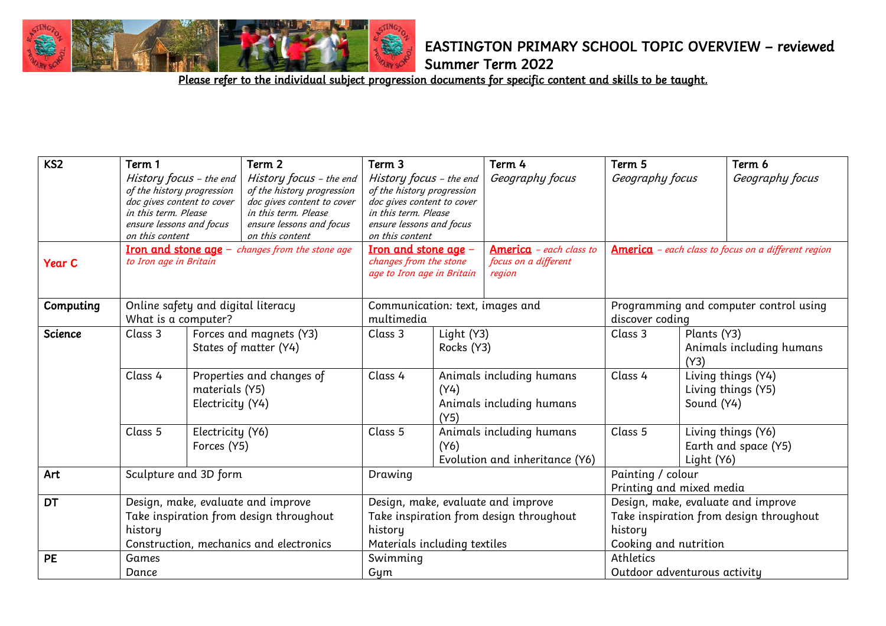# EASTINGTON PRIMARY SCHOOL TOPIC OVERVIEW – reviewed Summer Term 2022

<u>*Please refer to the individual subject progression documents for specific content and skills to be taught.*</u>

| KS2 | Term 1 | | Term 2 | Term 3 | | Term 4 | Term 5 | | Term 6 |
|---|---|---|---|---|---|---|---|---|---|
| | *History focus – the end of the history progression doc gives content to cover in this term. Please ensure lessons and focus on this content* | | *History focus – the end of the history progression doc gives content to cover in this term. Please ensure lessons and focus on this content* | *History focus – the end of the history progression doc gives content to cover in this term. Please ensure lessons and focus on this content* | | *Geography focus* | *Geography focus* | | *Geography focus* |
| **Year C** | **<u>Iron and stone age</u>** – *changes from the stone age to Iron age in Britain* | | | **<u>Iron and stone age</u>** – *changes from the stone age to Iron age in Britain* | | **<u>America</u>** – *each class to focus on a different region* | **<u>America</u>** – *each class to focus on a different region* | | |
| **Computing** | Online safety and digital literacy<br>What is a computer? | | | Communication: text, images and multimedia | | | Programming and computer control using discover coding | | |
| **Science** | Class 3 | Forces and magnets (Y3)<br>States of matter (Y4) | | Class 3 | Light (Y3)<br>Rocks (Y3) | | Class 3 | Plants (Y3)<br>Animals including humans (Y3) | |
| | Class 4 | Properties and changes of materials (Y5)<br>Electricity (Y4) | | Class 4 | Animals including humans (Y4)<br>Animals including humans (Y5) | | Class 4 | Living things (Y4)<br>Living things (Y5)<br>Sound (Y4) | |
| | Class 5 | Electricity (Y6)<br>Forces (Y5) | | Class 5 | Animals including humans (Y6)<br>Evolution and inheritance (Y6) | | Class 5 | Living things (Y6)<br>Earth and space (Y5)<br>Light (Y6) | |
| **Art** | Sculpture and 3D form | | | Drawing | | | Painting / colour<br>Printing and mixed media | | |
| **DT** | Design, make, evaluate and improve<br>Take inspiration from design throughout history<br>Construction, mechanics and electronics | | | Design, make, evaluate and improve<br>Take inspiration from design throughout history<br>Materials including textiles | | | Design, make, evaluate and improve<br>Take inspiration from design throughout history<br>Cooking and nutrition | | |
| **PE** | Games<br>Dance | | | Swimming<br>Gym | | | Athletics<br>Outdoor adventurous activity | | |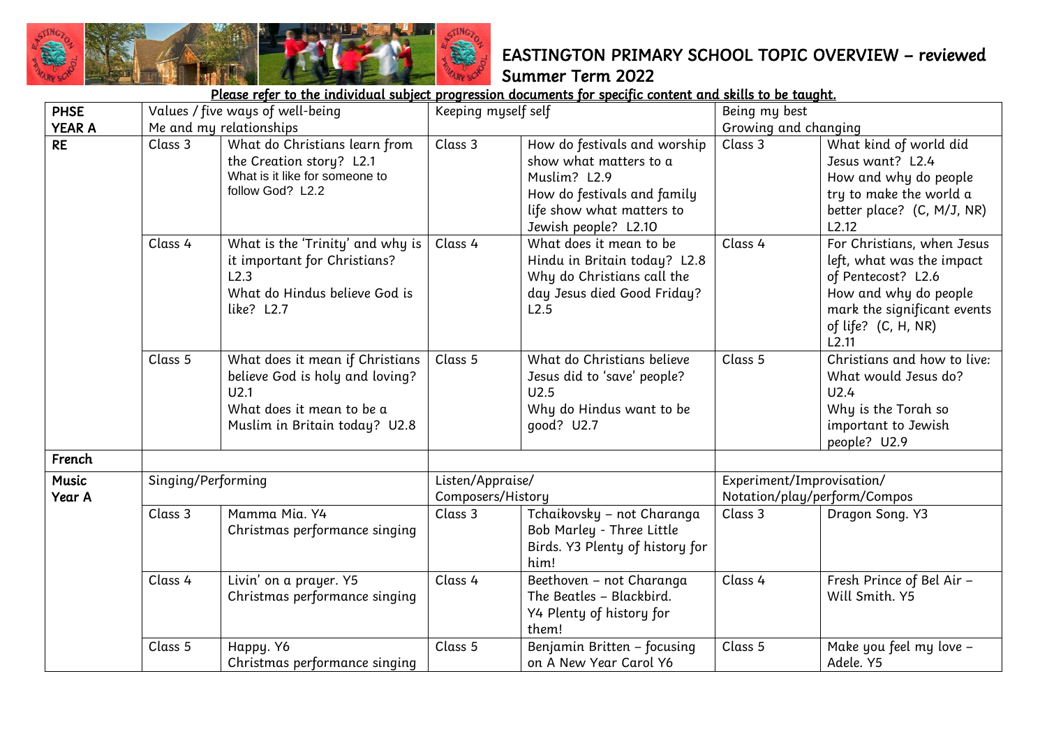# EASTINGTON PRIMARY SCHOOL TOPIC OVERVIEW – reviewed Summer Term 2022

**Please refer to the individual subject progression documents for specific content and skills to be taught.**

| | | | | | | |
|---|---|---|---|---|---|---|
| **PHSE YEAR A** | Values / five ways of well-being<br>Me and my relationships | | Keeping myself self | | Being my best<br>Growing and changing | |
| **RE** | Class 3 | What do Christians learn from the Creation story? L2.1<br>What is it like for someone to follow God? L2.2 | Class 3 | How do festivals and worship show what matters to a Muslim? L2.9<br>How do festivals and family life show what matters to Jewish people? L2.10 | Class 3 | What kind of world did Jesus want? L2.4<br>How and why do people try to make the world a better place? (C, M/J, NR) L2.12 |
| | Class 4 | What is the 'Trinity' and why is it important for Christians? L2.3<br>What do Hindus believe God is like? L2.7 | Class 4 | What does it mean to be Hindu in Britain today? L2.8<br>Why do Christians call the day Jesus died Good Friday? L2.5 | Class 4 | For Christians, when Jesus left, what was the impact of Pentecost? L2.6<br>How and why do people mark the significant events of life? (C, H, NR) L2.11 |
| | Class 5 | What does it mean if Christians believe God is holy and loving? U2.1<br>What does it mean to be a Muslim in Britain today? U2.8 | Class 5 | What do Christians believe Jesus did to 'save' people? U2.5<br>Why do Hindus want to be good? U2.7 | Class 5 | Christians and how to live: What would Jesus do? U2.4<br>Why is the Torah so important to Jewish people? U2.9 |
| **French** | | | | | | |
| **Music Year A** | Singing/Performing | | Listen/Appraise/<br>Composers/History | | Experiment/Improvisation/<br>Notation/play/perform/Compos | |
| | Class 3 | Mamma Mia. Y4<br>Christmas performance singing | Class 3 | Tchaikovsky – not Charanga<br>Bob Marley - Three Little Birds. Y3 Plenty of history for him! | Class 3 | Dragon Song. Y3 |
| | Class 4 | Livin' on a prayer. Y5<br>Christmas performance singing | Class 4 | Beethoven – not Charanga<br>The Beatles – Blackbird.<br>Y4 Plenty of history for them! | Class 4 | Fresh Prince of Bel Air – Will Smith. Y5 |
| | Class 5 | Happy. Y6<br>Christmas performance singing | Class 5 | Benjamin Britten – focusing on A New Year Carol Y6 | Class 5 | Make you feel my love – Adele. Y5 |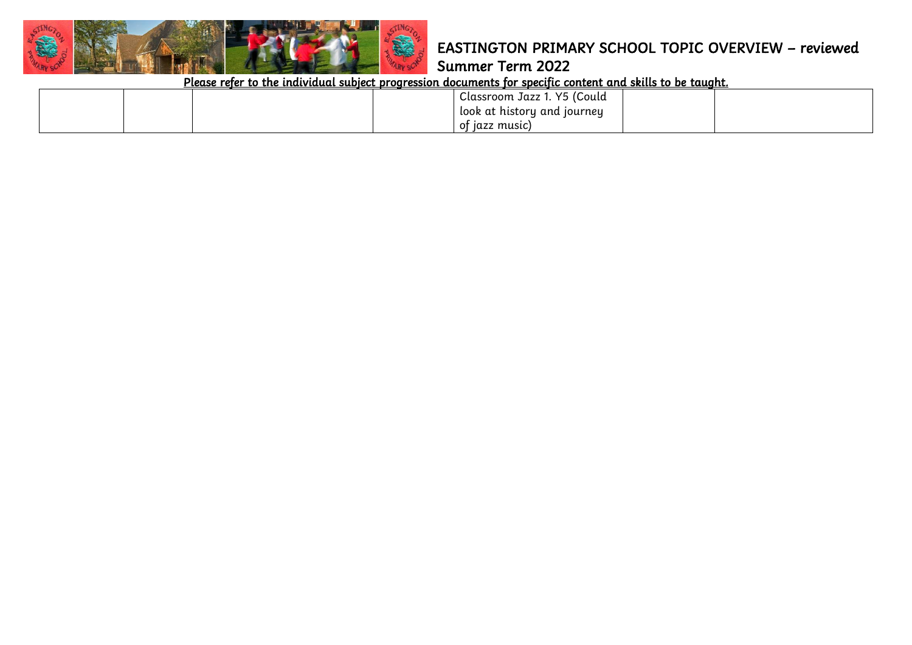# EASTINGTON PRIMARY SCHOOL TOPIC OVERVIEW – reviewed Summer Term 2022

**Please refer to the individual subject progression documents for specific content and skills to be taught.**

| | | | | | | |
|---|---|---|---|---|---|---|
| | | | | Classroom Jazz 1. Y5 (Could look at history and journey of jazz music) | | |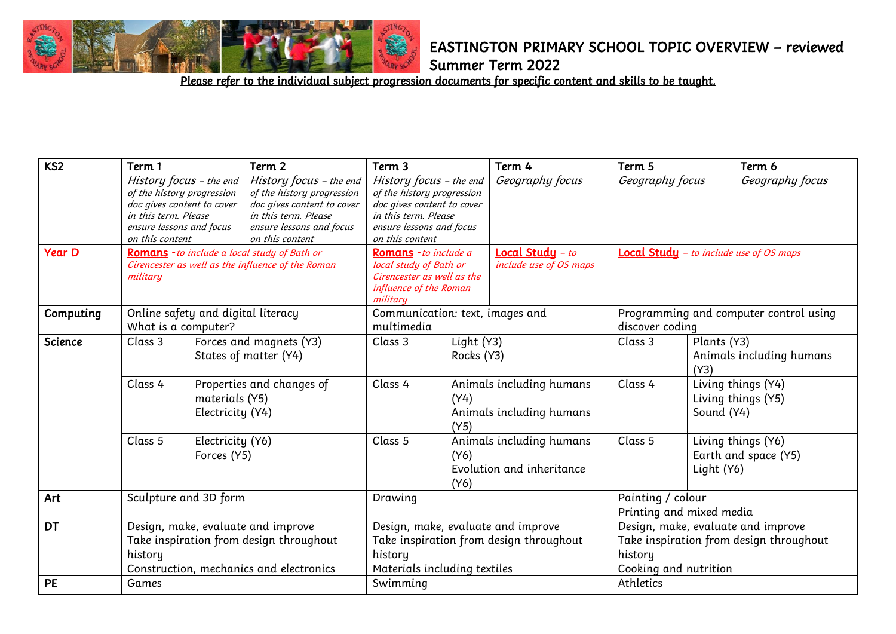# EASTINGTON PRIMARY SCHOOL TOPIC OVERVIEW – reviewed Summer Term 2022

**Please refer to the individual subject progression documents for specific content and skills to be taught.**

| KS2 | Term 1 | | Term 2 | Term 3 | | Term 4 | Term 5 | | Term 6 |
|---|---|---|---|---|---|---|---|---|---|
| | *History focus – the end of the history progression doc gives content to cover in this term. Please ensure lessons and focus on this content* | | *History focus – the end of the history progression doc gives content to cover in this term. Please ensure lessons and focus on this content* | *History focus – the end of the history progression doc gives content to cover in this term. Please ensure lessons and focus on this content* | | *Geography focus* | *Geography focus* | | *Geography focus* |
| Year D | **Romans** *- to include a local study of Bath or Cirencester as well as the influence of the Roman military* | | | **Romans** *- to include a local study of Bath or Cirencester as well as the influence of the Roman military* | | **Local Study** *– to include use of OS maps* | **Local Study** *– to include use of OS maps* | | |
| **Computing** | Online safety and digital literacy<br>What is a computer? | | | Communication: text, images and multimedia | | | Programming and computer control using discover coding | | |
| **Science** | Class 3 | Forces and magnets (Y3)<br>States of matter (Y4) | | Class 3 | Light (Y3)<br>Rocks (Y3) | | Class 3 | Plants (Y3)<br>Animals including humans (Y3) | |
| | Class 4 | Properties and changes of materials (Y5)<br>Electricity (Y4) | | Class 4 | Animals including humans (Y4)<br>Animals including humans (Y5) | | Class 4 | Living things (Y4)<br>Living things (Y5)<br>Sound (Y4) | |
| | Class 5 | Electricity (Y6)<br>Forces (Y5) | | Class 5 | Animals including humans (Y6)<br>Evolution and inheritance (Y6) | | Class 5 | Living things (Y6)<br>Earth and space (Y5)<br>Light (Y6) | |
| **Art** | Sculpture and 3D form | | | Drawing | | | Painting / colour<br>Printing and mixed media | | |
| **DT** | Design, make, evaluate and improve<br>Take inspiration from design throughout history<br>Construction, mechanics and electronics | | | Design, make, evaluate and improve<br>Take inspiration from design throughout history<br>Materials including textiles | | | Design, make, evaluate and improve<br>Take inspiration from design throughout history<br>Cooking and nutrition | | |
| **PE** | Games | | | Swimming | | | Athletics | | |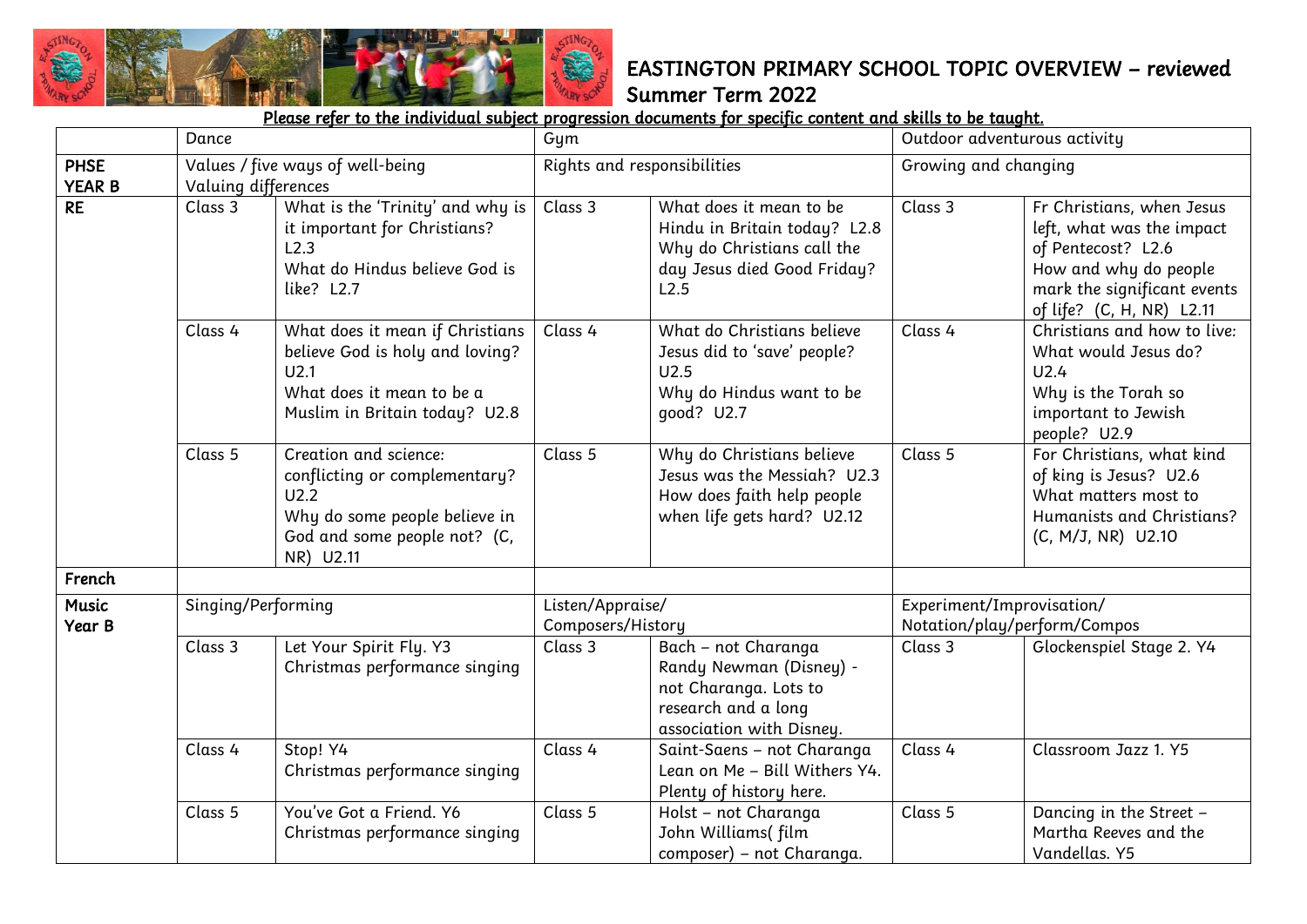# EASTINGTON PRIMARY SCHOOL TOPIC OVERVIEW – reviewed Summer Term 2022

**Please refer to the individual subject progression documents for specific content and skills to be taught.**

| | Dance | | Gym | | Outdoor adventurous activity | |
|---|---|---|---|---|---|---|
| **PHSE YEAR B** | Values / five ways of well-being<br>Valuing differences | | Rights and responsibilities | | Growing and changing | |
| **RE** | Class 3 | What is the 'Trinity' and why is it important for Christians? L2.3<br>What do Hindus believe God is like? L2.7 | Class 3 | What does it mean to be Hindu in Britain today? L2.8<br>Why do Christians call the day Jesus died Good Friday? L2.5 | Class 3 | Fr Christians, when Jesus left, what was the impact of Pentecost? L2.6<br>How and why do people mark the significant events of life? (C, H, NR) L2.11 |
| | Class 4 | What does it mean if Christians believe God is holy and loving? U2.1<br>What does it mean to be a Muslim in Britain today? U2.8 | Class 4 | What do Christians believe Jesus did to 'save' people? U2.5<br>Why do Hindus want to be good? U2.7 | Class 4 | Christians and how to live: What would Jesus do? U2.4<br>Why is the Torah so important to Jewish people? U2.9 |
| | Class 5 | Creation and science: conflicting or complementary? U2.2<br>Why do some people believe in God and some people not? (C, NR) U2.11 | Class 5 | Why do Christians believe Jesus was the Messiah? U2.3<br>How does faith help people when life gets hard? U2.12 | Class 5 | For Christians, what kind of king is Jesus? U2.6<br>What matters most to Humanists and Christians? (C, M/J, NR) U2.10 |
| **French** | | | | | | |
| **Music Year B** | Singing/Performing | | Listen/Appraise/ Composers/History | | Experiment/Improvisation/ Notation/play/perform/Compos | |
| | Class 3 | Let Your Spirit Fly. Y3<br>Christmas performance singing | Class 3 | Bach – not Charanga<br>Randy Newman (Disney) - not Charanga. Lots to research and a long association with Disney. | Class 3 | Glockenspiel Stage 2. Y4 |
| | Class 4 | Stop! Y4<br>Christmas performance singing | Class 4 | Saint-Saens – not Charanga<br>Lean on Me – Bill Withers Y4. Plenty of history here. | Class 4 | Classroom Jazz 1. Y5 |
| | Class 5 | You've Got a Friend. Y6<br>Christmas performance singing | Class 5 | Holst – not Charanga<br>John Williams( film composer) – not Charanga. | Class 5 | Dancing in the Street – Martha Reeves and the Vandellas. Y5 |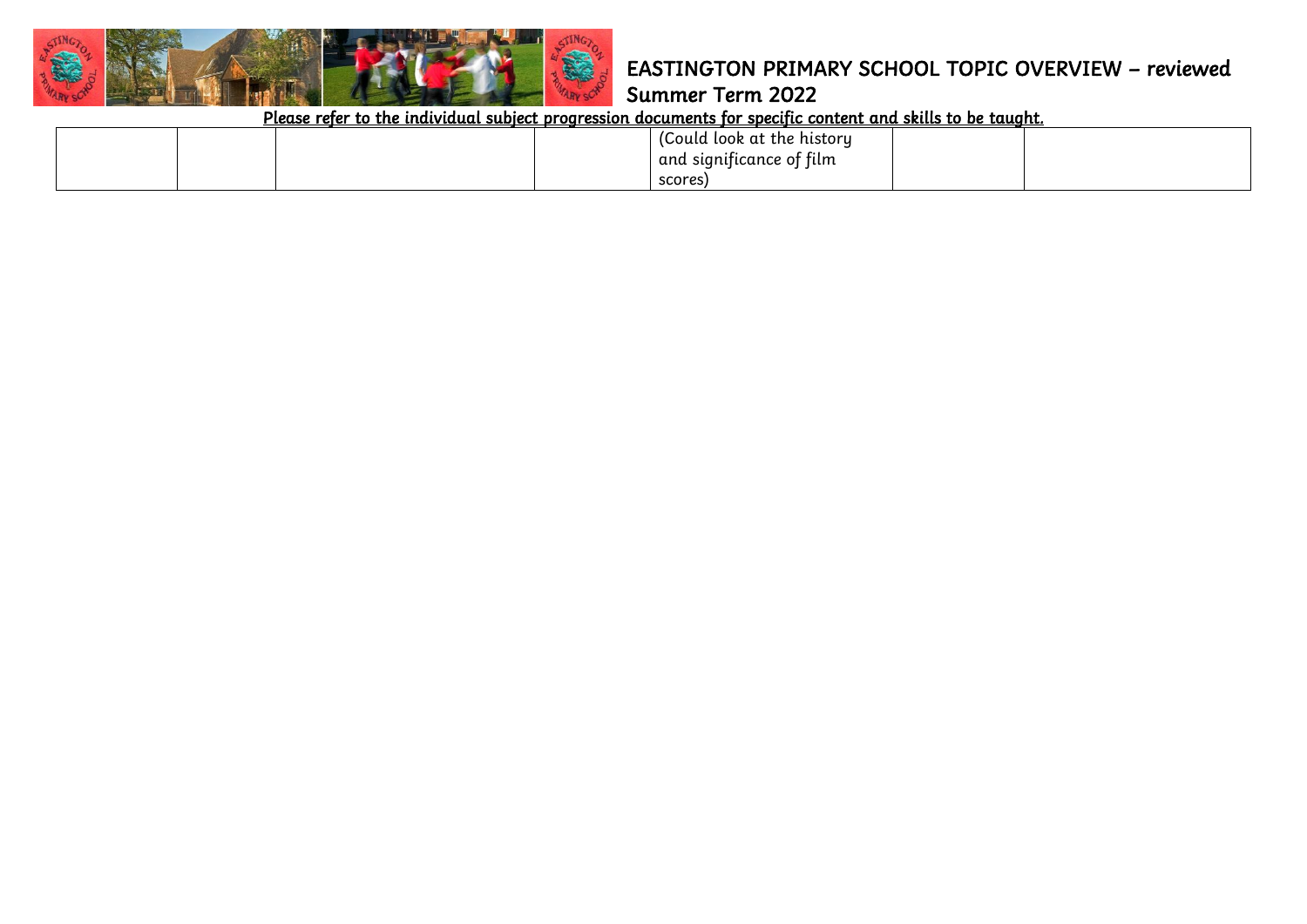# EASTINGTON PRIMARY SCHOOL TOPIC OVERVIEW – reviewed Summer Term 2022

***Please refer to the individual subject progression documents for specific content and skills to be taught.***

| | | | | | | |
|---|---|---|---|---|---|---|
| | | | | (Could look at the history and significance of film scores) | | |